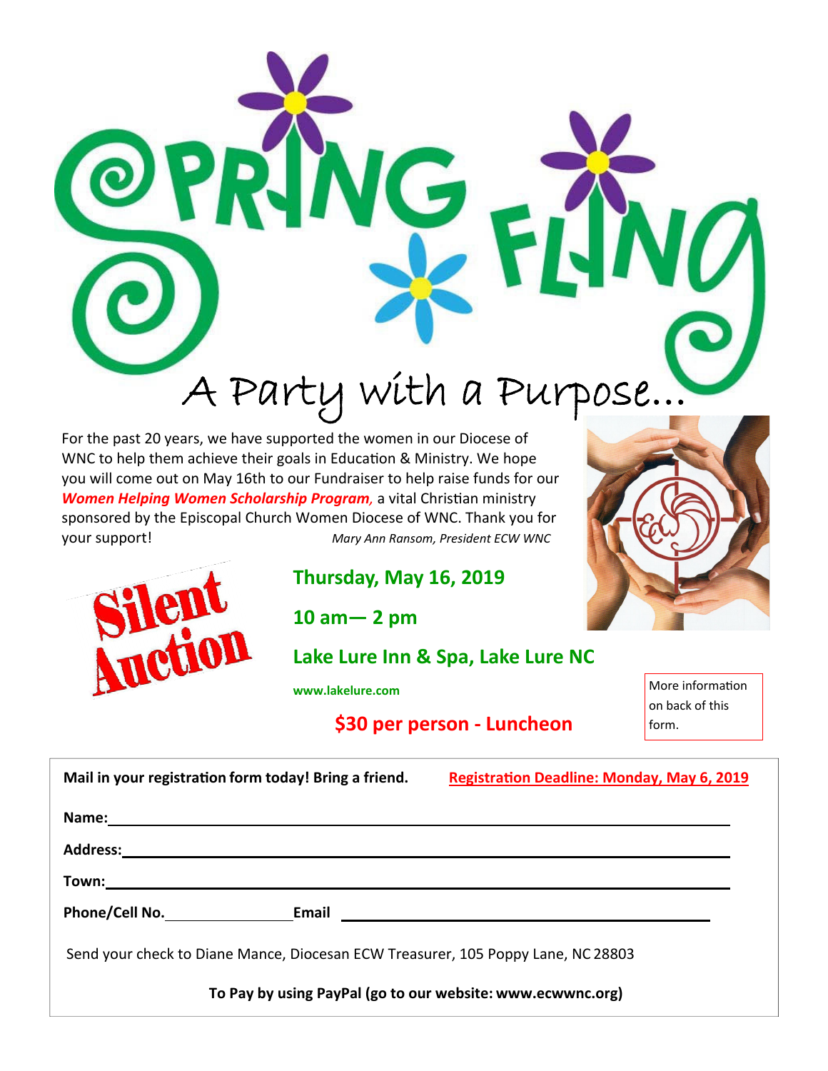# SPRING FLING

## A Party with a Purpose...

For the past 20 years, we have supported the women in our Diocese of WNC to help them achieve their goals in Education & Ministry. We hope you will come out on May 16th to our Fundraiser to help raise funds for our ***Women Helping Women Scholarship Program,*** a vital Christian ministry sponsored by the Episcopal Church Women Diocese of WNC. Thank you for your support!

*Mary Ann Ransom, President ECW WNC*

**Silent Auction**

**Thursday, May 16, 2019**

**10 am— 2 pm**

**Lake Lure Inn & Spa, Lake Lure NC**

**www.lakelure.com**

**$30 per person - Luncheon**

More information on back of this form.

**Mail in your registration form today! Bring a friend.** **Registration Deadline: Monday, May 6, 2019**

**Name:** ______________________________

**Address:** ______________________________

**Town:** ______________________________

**Phone/Cell No.** ______________ **Email** ______________________________

Send your check to Diane Mance, Diocesan ECW Treasurer, 105 Poppy Lane, NC 28803

**To Pay by using PayPal (go to our website: www.ecwwnc.org)**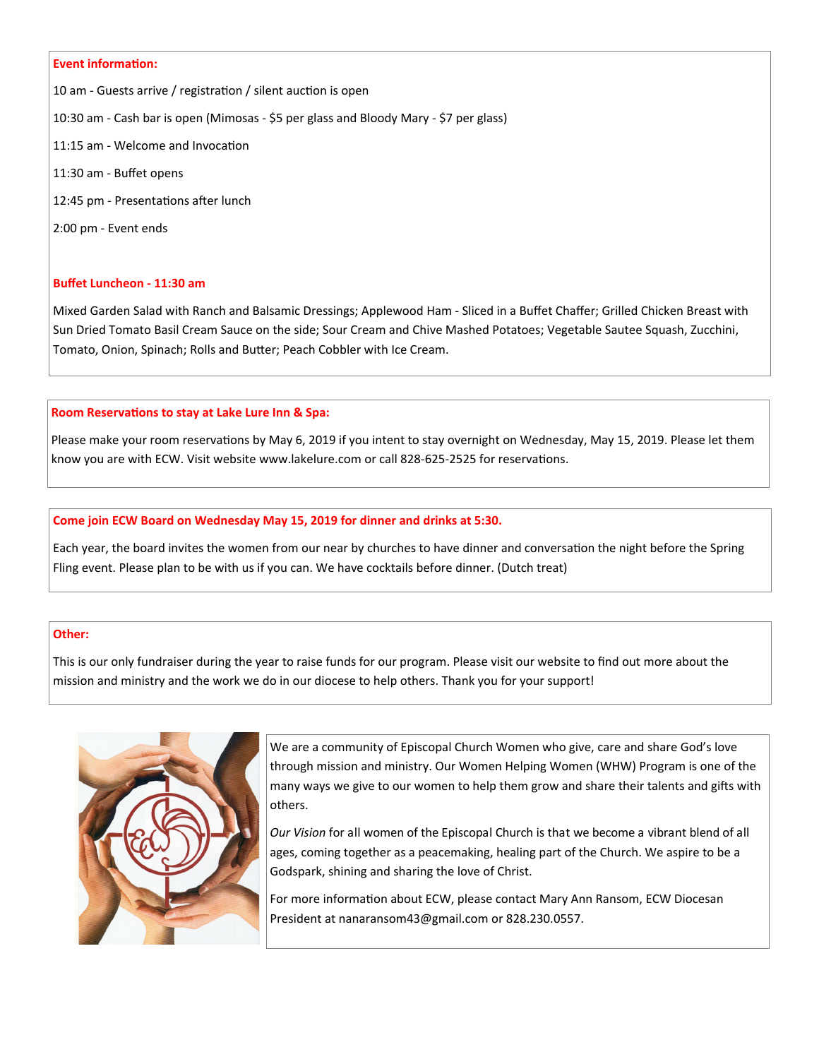**Event information:**

10 am - Guests arrive / registration / silent auction is open

10:30 am - Cash bar is open (Mimosas - $5 per glass and Bloody Mary - $7 per glass)

11:15 am - Welcome and Invocation

11:30 am - Buffet opens

12:45 pm - Presentations after lunch

2:00 pm - Event ends

**Buffet Luncheon - 11:30 am**

Mixed Garden Salad with Ranch and Balsamic Dressings; Applewood Ham - Sliced in a Buffet Chaffer; Grilled Chicken Breast with Sun Dried Tomato Basil Cream Sauce on the side; Sour Cream and Chive Mashed Potatoes; Vegetable Sautee Squash, Zucchini, Tomato, Onion, Spinach; Rolls and Butter; Peach Cobbler with Ice Cream.

**Room Reservations to stay at Lake Lure Inn & Spa:**

Please make your room reservations by May 6, 2019 if you intent to stay overnight on Wednesday, May 15, 2019. Please let them know you are with ECW. Visit website www.lakelure.com or call 828-625-2525 for reservations.

**Come join ECW Board on Wednesday May 15, 2019 for dinner and drinks at 5:30.**

Each year, the board invites the women from our near by churches to have dinner and conversation the night before the Spring Fling event. Please plan to be with us if you can. We have cocktails before dinner. (Dutch treat)

**Other:**

This is our only fundraiser during the year to raise funds for our program. Please visit our website to find out more about the mission and ministry and the work we do in our diocese to help others. Thank you for your support!

We are a community of Episcopal Church Women who give, care and share God's love through mission and ministry. Our Women Helping Women (WHW) Program is one of the many ways we give to our women to help them grow and share their talents and gifts with others.

*Our Vision* for all women of the Episcopal Church is that we become a vibrant blend of all ages, coming together as a peacemaking, healing part of the Church. We aspire to be a Godspark, shining and sharing the love of Christ.

For more information about ECW, please contact Mary Ann Ransom, ECW Diocesan President at nanaransom43@gmail.com or 828.230.0557.